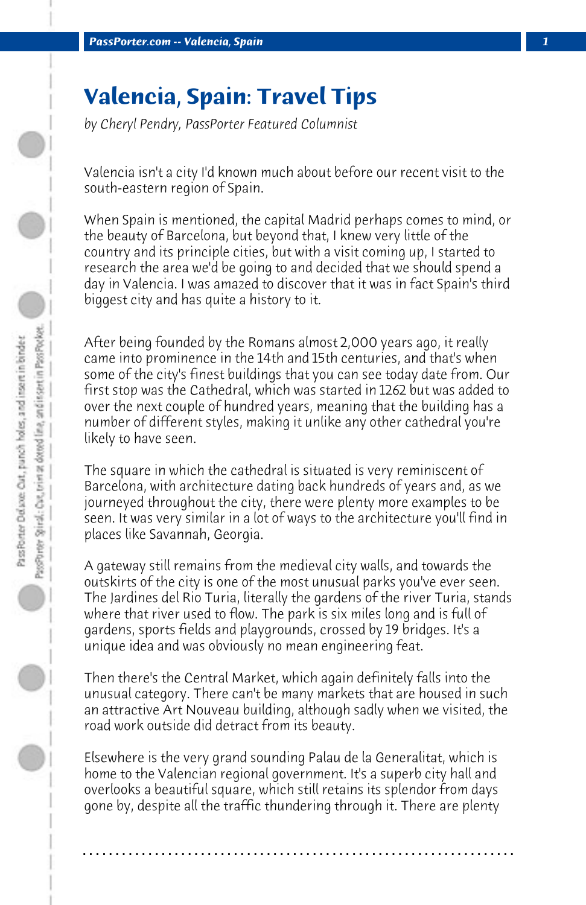# Valencia, Spain: Travel Tips

*by Cheryl Pendry, PassPorter Featured Columnist*

Valencia isn't a city I'd known much about before our recent visit to the south-eastern region of Spain.

When Spain is mentioned, the capital Madrid perhaps comes to mind, or the beauty of Barcelona, but beyond that, I knew very little of the country and its principle cities, but with a visit coming up, I started to research the area we'd be going to and decided that we should spend a day in Valencia. I was amazed to discover that it was in fact Spain's third biggest city and has quite a history to it.

After being founded by the Romans almost 2,000 years ago, it really came into prominence in the 14th and 15th centuries, and that's when some of the city's finest buildings that you can see today date from. Our first stop was the Cathedral, which was started in 1262 but was added to over the next couple of hundred years, meaning that the building has a number of different styles, making it unlike any other cathedral you're likely to have seen.

The square in which the cathedral is situated is very reminiscent of Barcelona, with architecture dating back hundreds of years and, as we journeyed throughout the city, there were plenty more examples to be seen. It was very similar in a lot of ways to the architecture you'll find in places like Savannah, Georgia.

A gateway still remains from the medieval city walls, and towards the outskirts of the city is one of the most unusual parks you've ever seen. The Jardines del Rio Turia, literally the gardens of the river Turia, stands where that river used to flow. The park is six miles long and is full of gardens, sports fields and playgrounds, crossed by 19 bridges. It's a unique idea and was obviously no mean engineering feat.

Then there's the Central Market, which again definitely falls into the unusual category. There can't be many markets that are housed in such an attractive Art Nouveau building, although sadly when we visited, the road work outside did detract from its beauty.

Elsewhere is the very grand sounding Palau de la Generalitat, which is home to the Valencian regional government. It's a superb city hall and overlooks a beautiful square, which still retains its splendor from days gone by, despite all the traffic thundering through it. There are plenty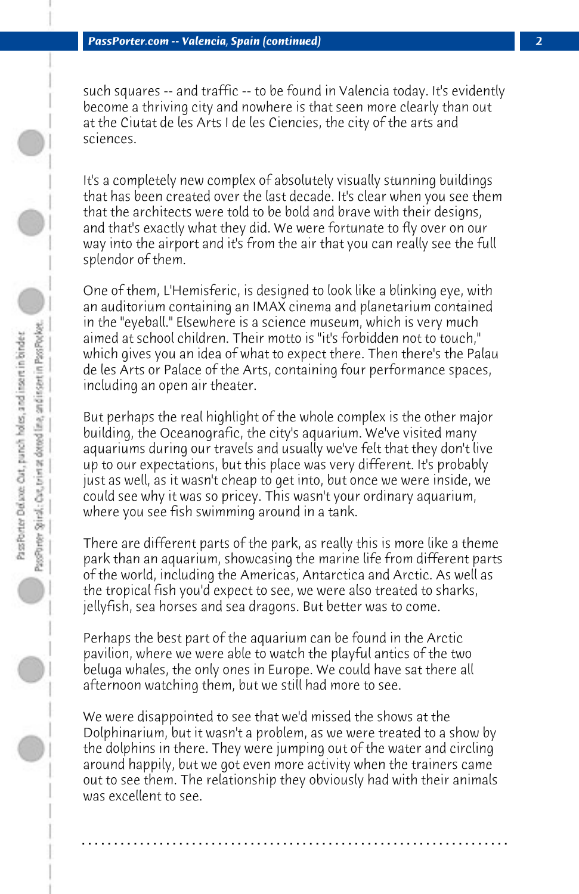such squares -- and traffic -- to be found in Valencia today. It's evidently become a thriving city and nowhere is that seen more clearly than out at the Ciutat de les Arts I de les Ciencies, the city of the arts and sciences.

It's a completely new complex of absolutely visually stunning buildings that has been created over the last decade. It's clear when you see them that the architects were told to be bold and brave with their designs, and that's exactly what they did. We were fortunate to fly over on our way into the airport and it's from the air that you can really see the full splendor of them.

One of them, L'Hemisferic, is designed to look like a blinking eye, with an auditorium containing an IMAX cinema and planetarium contained in the "eyeball." Elsewhere is a science museum, which is very much aimed at school children. Their motto is "it's forbidden not to touch," which gives you an idea of what to expect there. Then there's the Palau de les Arts or Palace of the Arts, containing four performance spaces, including an open air theater.

But perhaps the real highlight of the whole complex is the other major building, the Oceanografic, the city's aquarium. We've visited many aquariums during our travels and usually we've felt that they don't live up to our expectations, but this place was very different. It's probably just as well, as it wasn't cheap to get into, but once we were inside, we could see why it was so pricey. This wasn't your ordinary aquarium, where you see fish swimming around in a tank.

There are different parts of the park, as really this is more like a theme park than an aquarium, showcasing the marine life from different parts of the world, including the Americas, Antarctica and Arctic. As well as the tropical fish you'd expect to see, we were also treated to sharks, jellyfish, sea horses and sea dragons. But better was to come.

Perhaps the best part of the aquarium can be found in the Arctic pavilion, where we were able to watch the playful antics of the two beluga whales, the only ones in Europe. We could have sat there all afternoon watching them, but we still had more to see.

We were disappointed to see that we'd missed the shows at the Dolphinarium, but it wasn't a problem, as we were treated to a show by the dolphins in there. They were jumping out of the water and circling around happily, but we got even more activity when the trainers came out to see them. The relationship they obviously had with their animals was excellent to see.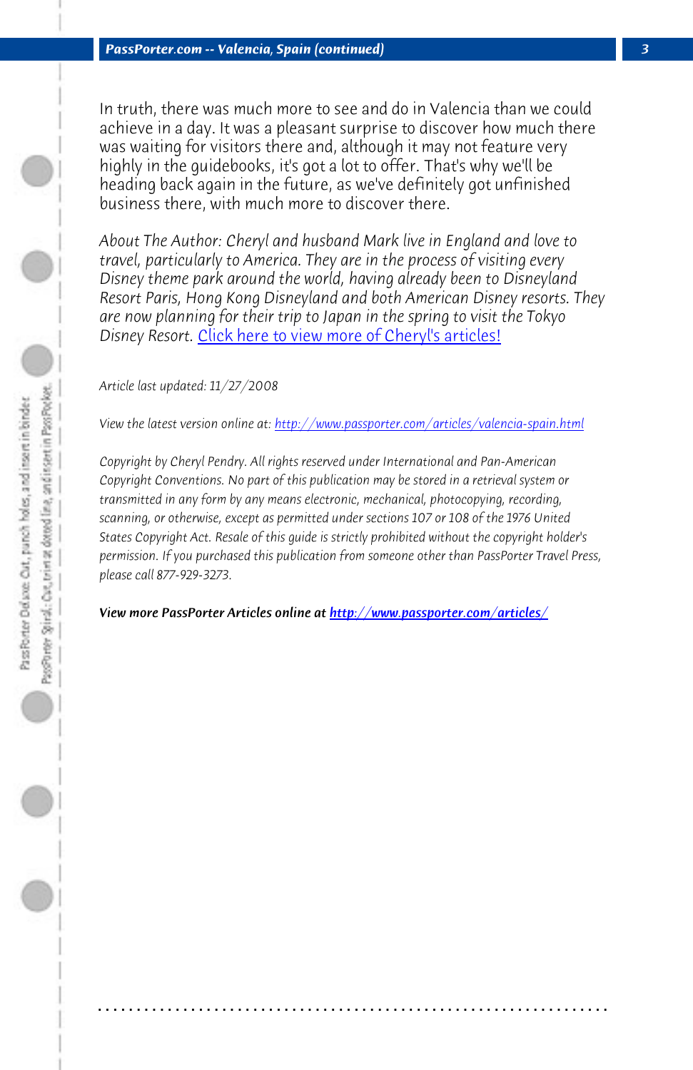In truth, there was much more to see and do in Valencia than we could achieve in a day. It was a pleasant surprise to discover how much there was waiting for visitors there and, although it may not feature very highly in the guidebooks, it's got a lot to offer. That's why we'll be heading back again in the future, as we've definitely got unfinished business there, with much more to discover there.

*About The Author: Cheryl and husband Mark live in England and love to travel, particularly to America. They are in the process of visiting every Disney theme park around the world, having already been to Disneyland Resort Paris, Hong Kong Disneyland and both American Disney resorts. They are now planning for their trip to Japan in the spring to visit the Tokyo Disney Resort.* [Click here to view more of Cheryl's articles!]

*Article last updated: 11/27/2008*

*View the latest version online at: http://www.passporter.com/articles/valencia-spain.html*

*Copyright by Cheryl Pendry. All rights reserved under International and Pan-American Copyright Conventions. No part of this publication may be stored in a retrieval system or transmitted in any form by any means electronic, mechanical, photocopying, recording, scanning, or otherwise, except as permitted under sections 107 or 108 of the 1976 United States Copyright Act. Resale of this guide is strictly prohibited without the copyright holder's permission. If you purchased this publication from someone other than PassPorter Travel Press, please call 877-929-3273.*

***View more PassPorter Articles online at http://www.passporter.com/articles/***